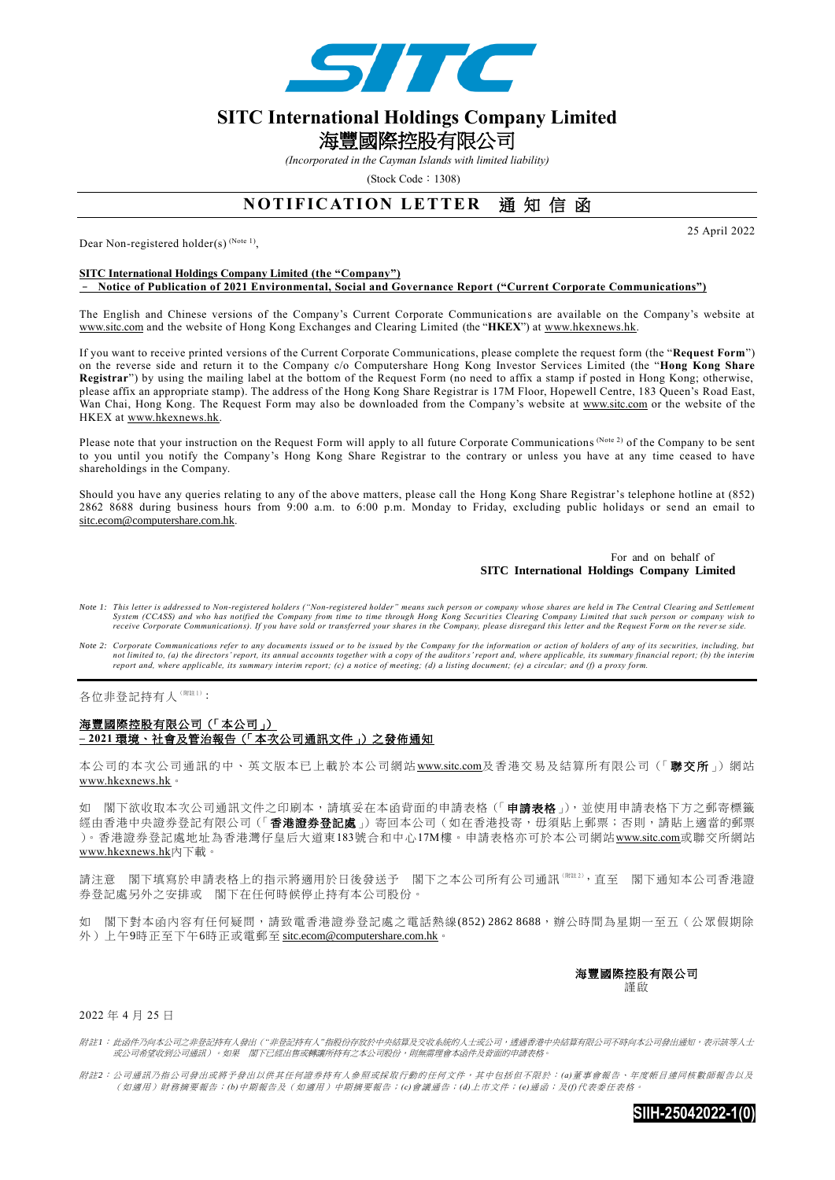# SITC International Holdings Company Limited

# 海豐國際控股有限公司

*(Incorporated in the Cayman Islands with limited liability)*

(Stock Code：1308)

## NOTIFICATION LETTER 通知信函

25 April 2022

Dear Non-registered holder(s) (Note 1),

**SITC International Holdings Company Limited (the "Company")**
**– Notice of Publication of 2021 Environmental, Social and Governance Report ("Current Corporate Communications")**

The English and Chinese versions of the Company's Current Corporate Communications are available on the Company's website at www.sitc.com and the website of Hong Kong Exchanges and Clearing Limited (the "**HKEX**") at www.hkexnews.hk.

If you want to receive printed versions of the Current Corporate Communications, please complete the request form (the "**Request Form**") on the reverse side and return it to the Company c/o Computershare Hong Kong Investor Services Limited (the "**Hong Kong Share Registrar**") by using the mailing label at the bottom of the Request Form (no need to affix a stamp if posted in Hong Kong; otherwise, please affix an appropriate stamp). The address of the Hong Kong Share Registrar is 17M Floor, Hopewell Centre, 183 Queen's Road East, Wan Chai, Hong Kong. The Request Form may also be downloaded from the Company's website at www.sitc.com or the website of the HKEX at www.hkexnews.hk.

Please note that your instruction on the Request Form will apply to all future Corporate Communications (Note 2) of the Company to be sent to you until you notify the Company's Hong Kong Share Registrar to the contrary or unless you have at any time ceased to have shareholdings in the Company.

Should you have any queries relating to any of the above matters, please call the Hong Kong Share Registrar's telephone hotline at (852) 2862 8688 during business hours from 9:00 a.m. to 6:00 p.m. Monday to Friday, excluding public holidays or send an email to sitc.ecom@computershare.com.hk.

For and on behalf of
**SITC International Holdings Company Limited**

*Note 1: This letter is addressed to Non-registered holders ("Non-registered holder" means such person or company whose shares are held in The Central Clearing and Settlement System (CCASS) and who has notified the Company from time to time through Hong Kong Securities Clearing Company Limited that such person or company wish to receive Corporate Communications). If you have sold or transferred your shares in the Company, please disregard this letter and the Request Form on the reverse side.*

*Note 2: Corporate Communications refer to any documents issued or to be issued by the Company for the information or action of holders of any of its securities, including, but not limited to, (a) the directors' report, its annual accounts together with a copy of the auditors' report and, where applicable, its summary financial report; (b) the interim report and, where applicable, its summary interim report; (c) a notice of meeting; (d) a listing document; (e) a circular; and (f) a proxy form.*

---

各位非登記持有人(附註1)：

**海豐國際控股有限公司（「本公司」）**
**– 2021 環境、社會及管治報告（「本次公司通訊文件」）之發佈通知**

本公司的本次公司通訊的中、英文版本已上載於本公司網站www.sitc.com及香港交易及結算所有限公司（「**聯交所**」）網站www.hkexnews.hk。

如 閣下欲收取本次公司通訊文件之印刷本，請填妥在本函背面的申請表格（「**申請表格**」），並使用申請表格下方之郵寄標籤經由香港中央證券登記有限公司（「**香港證券登記處**」）寄回本公司（如在香港投寄，毋須貼上郵票；否則，請貼上適當的郵票）。香港證券登記處地址為香港灣仔皇后大道東183號合和中心17M樓。申請表格亦可於本公司網站www.sitc.com或聯交所網站www.hkexnews.hk內下載。

請注意 閣下填寫於申請表格上的指示將適用於日後發送予 閣下之本公司所有公司通訊(附註2)，直至 閣下通知本公司香港證券登記處另外之安排或 閣下在任何時候停止持有本公司股份。

如 閣下對本函內容有任何疑問，請致電香港證券登記處之電話熱線(852) 2862 8688，辦公時間為星期一至五（公眾假期除外）上午9時正至下午6時正或電郵至sitc.ecom@computershare.com.hk。

**海豐國際控股有限公司**
謹啟

2022 年 4 月 25 日

*附註1：此函件乃向本公司之非登記持有人發出（"非登記持有人"指股份存放於中央結算及交收系統的人士或公司，透過香港中央結算有限公司不時向本公司發出通知，表示該等人士或公司希望收到公司通訊）。如果 閣下已經出售或轉讓所持有之本公司股份，則無需理會本函件及背面的申請表格。*

*附註2：公司通訊乃指公司發出或將予發出以供其任何證券持有人參照或採取行動的任何文件，其中包括但不限於：(a)董事會報告、年度帳目連同核數師報告以及（如適用）財務摘要報告；(b)中期報告及（如適用）中期摘要報告；(c)會議通告；(d)上市文件；(e)通函；及(f)代表委任表格。*

SIIH-25042022-1(0)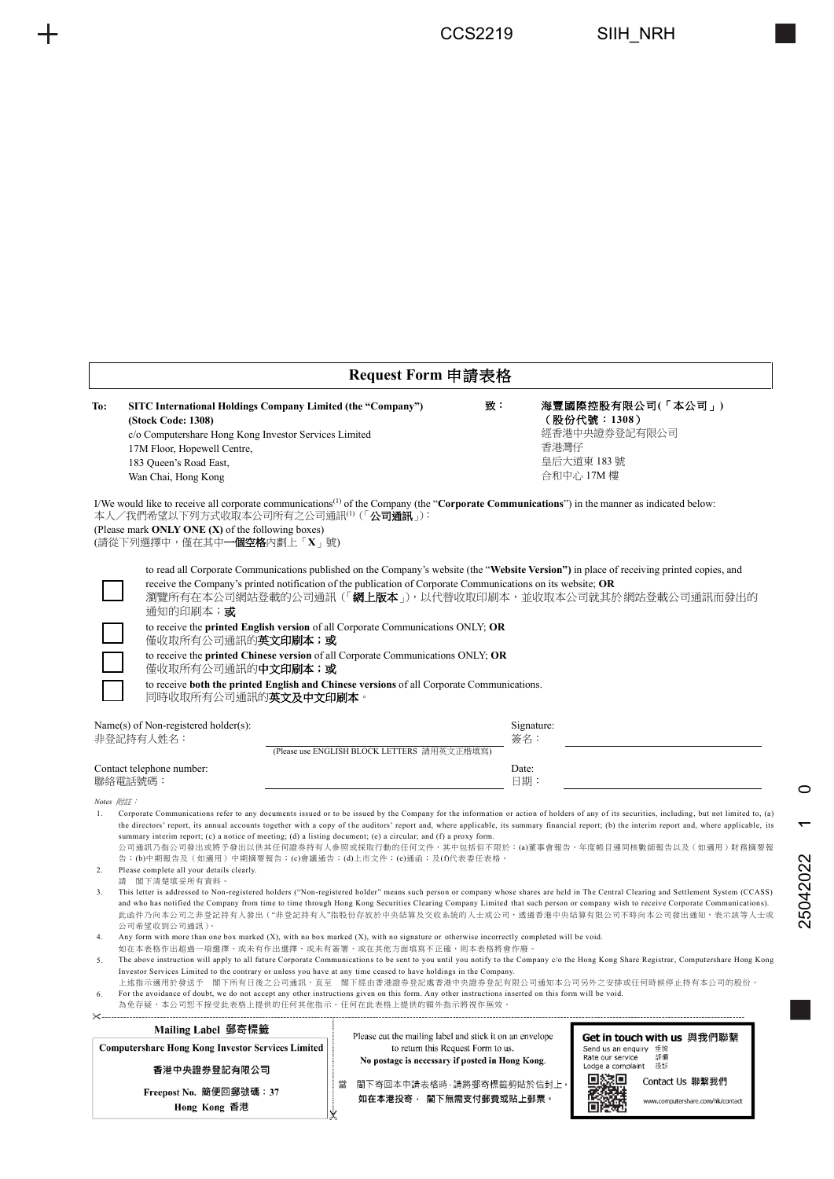# Request Form 申請表格

**To:** **SITC International Holdings Company Limited (the "Company")**
**(Stock Code: 1308)**
c/o Computershare Hong Kong Investor Services Limited
17M Floor, Hopewell Centre,
183 Queen's Road East,
Wan Chai, Hong Kong

**致：** **海豐國際控股有限公司(「本公司」)**
**（股份代號：1308）**
經香港中央證券登記有限公司
香港灣仔
皇后大道東 183 號
合和中心 17M 樓

I/We would like to receive all corporate communications[1] of the Company (the "**Corporate Communications**") in the manner as indicated below:
本人／我們希望以下列方式收取本公司所有之公司通訊[1]（「**公司通訊**」）：
(Please mark **ONLY ONE (X)** of the following boxes)
(請從下列選擇中，僅在其中**一個空格**內劃上「**X**」號)

☐ to read all Corporate Communications published on the Company's website (the "**Website Version")** in place of receiving printed copies, and receive the Company's printed notification of the publication of Corporate Communications on its website; **OR**
瀏覽所有在本公司網站登載的公司通訊（「**網上版本**」），以代替收取印刷本，並收取本公司就其於網站登載公司通訊而發出的通知的印刷本；**或**

☐ to receive the **printed English version** of all Corporate Communications ONLY; **OR**
僅收取所有公司通訊的**英文印刷本；或**

☐ to receive the **printed Chinese version** of all Corporate Communications ONLY; **OR**
僅收取所有公司通訊的**中文印刷本；或**

☐ to receive **both the printed English and Chinese versions** of all Corporate Communications.
同時收取所有公司通訊的**英文及中文印刷本**。

Name(s) of Non-registered holder(s):
非登記持有人姓名：________________
(Please use ENGLISH BLOCK LETTERS 請用英文正楷填寫)

Signature:
簽名：________________

Contact telephone number:
聯絡電話號碼：________________

Date:
日期：________________

*Notes 附註：*

1. Corporate Communications refer to any documents issued or to be issued by the Company for the information or action of holders of any of its securities, including, but not limited to, (a) the directors' report, its annual accounts together with a copy of the auditors' report and, where applicable, its summary financial report; (b) the interim report and, where applicable, its summary interim report; (c) a notice of meeting; (d) a listing document; (e) a circular; and (f) a proxy form.
公司通訊乃指公司發出或將予發出以供其任何證券持有人參照或採取行動的任何文件，其中包括但不限於：(a)董事會報告、年度帳目連同核數師報告以及（如適用）財務摘要報告；(b)中期報告及（如適用）中期摘要報告；(c)會議通告；(d)上市文件；(e)通函；及(f)代表委任表格。
2. Please complete all your details clearly.
請　閣下清楚填妥所有資料。
3. This letter is addressed to Non-registered holders ("Non-registered holder" means such person or company whose shares are held in The Central Clearing and Settlement System (CCASS) and who has notified the Company from time to time through Hong Kong Securities Clearing Company Limited that such person or company wish to receive Corporate Communications).
此函件乃向本公司之非登記持有人發出（"非登記持有人"指股份存放於中央結算及交收系統的人士或公司，透過香港中央結算有限公司不時向本公司發出通知，表示該等人士或公司希望收到公司通訊）。
4. Any form with more than one box marked (X), with no box marked (X), with no signature or otherwise incorrectly completed will be void.
如在本表格作出超過一項選擇、或未有作出選擇、或未有簽署、或在其他方面填寫不正確，則本表格將會作廢。
5. The above instruction will apply to all future Corporate Communications to be sent to you until you notify to the Company c/o the Hong Kong Share Registrar, Computershare Hong Kong Investor Services Limited to the contrary or unless you have at any time ceased to have holdings in the Company.
上述指示適用於發送予　閣下所有日後之公司通訊，直至　閣下經由香港證券登記處香港中央證券登記有限公司通知本公司另外之安排或任何時候停止持有本公司的股份。
6. For the avoidance of doubt, we do not accept any other instructions given on this form. Any other instructions inserted on this form will be void.
為免存疑，本公司恕不接受此表格上提供的任何其他指示。任何在此表格上提供的額外指示將視作無效。

**Mailing Label 郵寄標籤**

**Computershare Hong Kong Investor Services Limited**
**香港中央證券登記有限公司**
**Freepost No. 簡便回郵號碼：37**
**Hong Kong 香港**

Please cut the mailing label and stick it on an envelope to return this Request Form to us.
**No postage is necessary if posted in Hong Kong.**
當　閣下寄回本申請表格時，請將郵寄標籤剪貼於信封上。
**如在本港投寄，　閣下無需支付郵費或貼上郵票。**

**Get in touch with us 與我們聯繫**
Send us an enquiry 查詢
Rate our service 評價
Lodge a complaint 投訴
Contact Us 聯繫我們
www.computershare.com/hk/contact